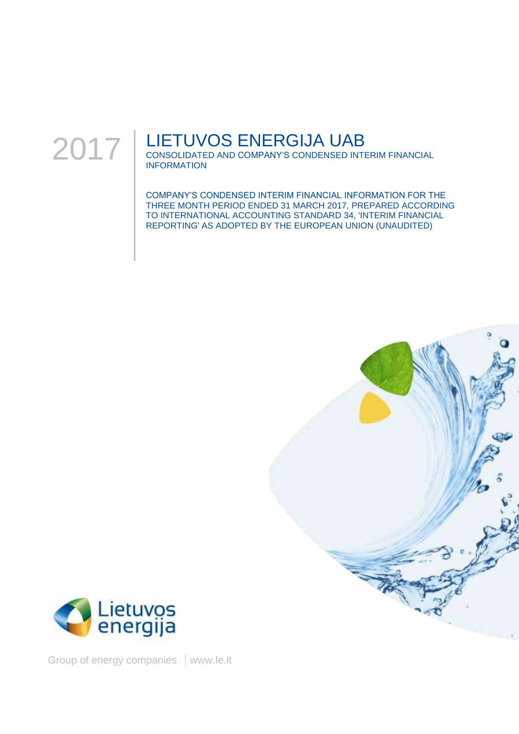2017

# LIETUVOS ENERGIJA UAB

CONSOLIDATED AND COMPANY'S CONDENSED INTERIM FINANCIAL INFORMATION

COMPANY'S CONDENSED INTERIM FINANCIAL INFORMATION FOR THE THREE MONTH PERIOD ENDED 31 MARCH 2017, PREPARED ACCORDING TO INTERNATIONAL ACCOUNTING STANDARD 34, 'INTERIM FINANCIAL REPORTING' AS ADOPTED BY THE EUROPEAN UNION (UNAUDITED)

Lietuvos energija

Group of energy companies | www.le.lt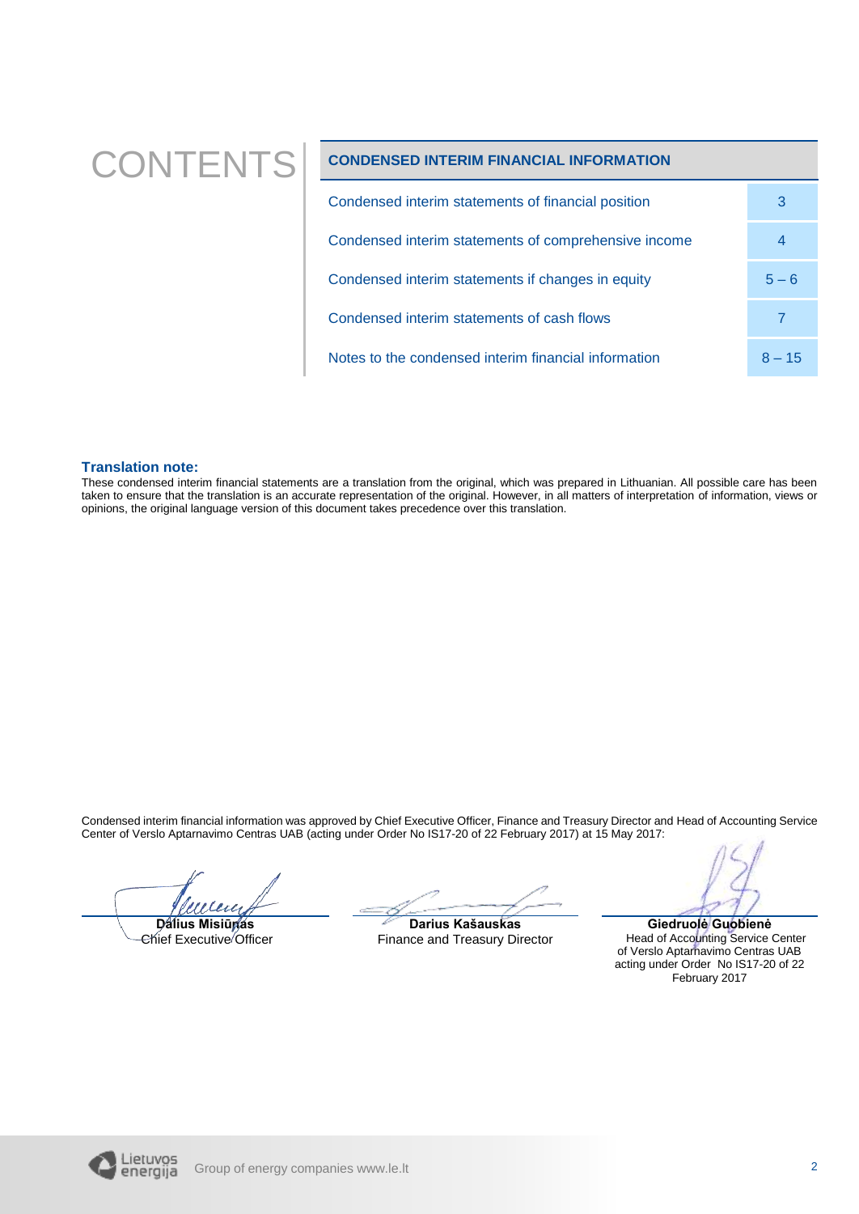# CONTENTS

| CONDENSED INTERIM FINANCIAL INFORMATION | |
|---|---|
| Condensed interim statements of financial position | 3 |
| Condensed interim statements of comprehensive income | 4 |
| Condensed interim statements if changes in equity | 5 – 6 |
| Condensed interim statements of cash flows | 7 |
| Notes to the condensed interim financial information | 8 – 15 |

**Translation note:**

These condensed interim financial statements are a translation from the original, which was prepared in Lithuanian. All possible care has been taken to ensure that the translation is an accurate representation of the original. However, in all matters of interpretation of information, views or opinions, the original language version of this document takes precedence over this translation.

Condensed interim financial information was approved by Chief Executive Officer, Finance and Treasury Director and Head of Accounting Service Center of Verslo Aptarnavimo Centras UAB (acting under Order No IS17-20 of 22 February 2017) at 15 May 2017:

**Dalius Misiūnas**
Chief Executive Officer

**Darius Kašauskas**
Finance and Treasury Director

**Giedruolė Guobienė**
Head of Accounting Service Center of Verslo Aptarnavimo Centras UAB acting under Order No IS17-20 of 22 February 2017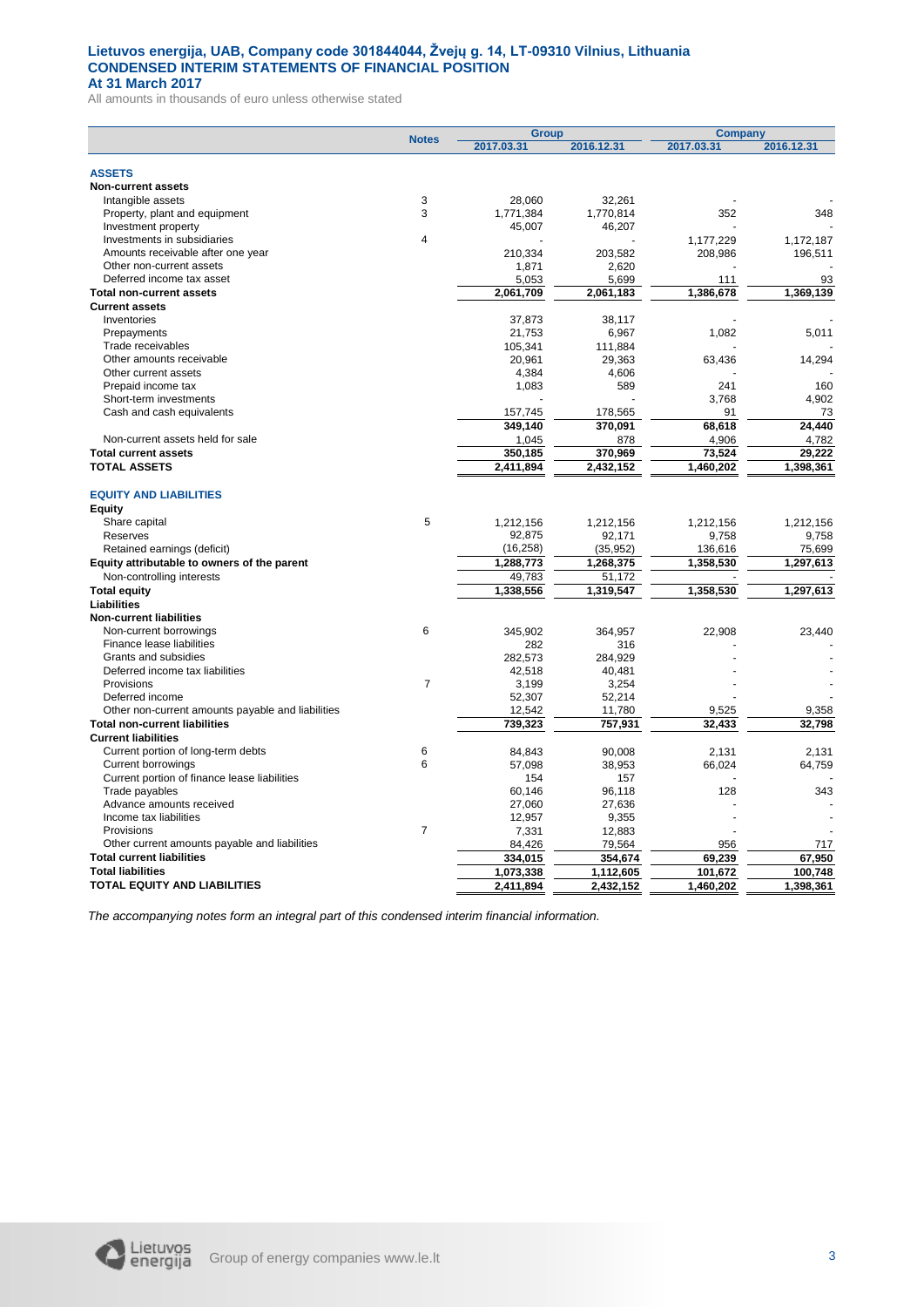# Lietuvos energija, UAB, Company code 301844044, Žvejų g. 14, LT-09310 Vilnius, Lithuania
## CONDENSED INTERIM STATEMENTS OF FINANCIAL POSITION
### At 31 March 2017

All amounts in thousands of euro unless otherwise stated

| | Notes | Group | | Company | |
|---|---|---|---|---|---|
| | | 2017.03.31 | 2016.12.31 | 2017.03.31 | 2016.12.31 |
| **ASSETS** | | | | | |
| **Non-current assets** | | | | | |
| Intangible assets | 3 | 28,060 | 32,261 | - | - |
| Property, plant and equipment | 3 | 1,771,384 | 1,770,814 | 352 | 348 |
| Investment property | | 45,007 | 46,207 | - | - |
| Investments in subsidiaries | 4 | - | - | 1,177,229 | 1,172,187 |
| Amounts receivable after one year | | 210,334 | 203,582 | 208,986 | 196,511 |
| Other non-current assets | | 1,871 | 2,620 | - | - |
| Deferred income tax asset | | 5,053 | 5,699 | 111 | 93 |
| **Total non-current assets** | | **2,061,709** | **2,061,183** | **1,386,678** | **1,369,139** |
| **Current assets** | | | | | |
| Inventories | | 37,873 | 38,117 | - | - |
| Prepayments | | 21,753 | 6,967 | 1,082 | 5,011 |
| Trade receivables | | 105,341 | 111,884 | - | - |
| Other amounts receivable | | 20,961 | 29,363 | 63,436 | 14,294 |
| Other current assets | | 4,384 | 4,606 | - | - |
| Prepaid income tax | | 1,083 | 589 | 241 | 160 |
| Short-term investments | | - | - | 3,768 | 4,902 |
| Cash and cash equivalents | | 157,745 | 178,565 | 91 | 73 |
| | | **349,140** | **370,091** | **68,618** | **24,440** |
| Non-current assets held for sale | | 1,045 | 878 | 4,906 | 4,782 |
| **Total current assets** | | **350,185** | **370,969** | **73,524** | **29,222** |
| **TOTAL ASSETS** | | **2,411,894** | **2,432,152** | **1,460,202** | **1,398,361** |
| **EQUITY AND LIABILITIES** | | | | | |
| **Equity** | | | | | |
| Share capital | 5 | 1,212,156 | 1,212,156 | 1,212,156 | 1,212,156 |
| Reserves | | 92,875 | 92,171 | 9,758 | 9,758 |
| Retained earnings (deficit) | | (16,258) | (35,952) | 136,616 | 75,699 |
| **Equity attributable to owners of the parent** | | **1,288,773** | **1,268,375** | **1,358,530** | **1,297,613** |
| Non-controlling interests | | 49,783 | 51,172 | - | - |
| **Total equity** | | **1,338,556** | **1,319,547** | **1,358,530** | **1,297,613** |
| **Liabilities** | | | | | |
| **Non-current liabilities** | | | | | |
| Non-current borrowings | 6 | 345,902 | 364,957 | 22,908 | 23,440 |
| Finance lease liabilities | | 282 | 316 | - | - |
| Grants and subsidies | | 282,573 | 284,929 | - | - |
| Deferred income tax liabilities | | 42,518 | 40,481 | - | - |
| Provisions | 7 | 3,199 | 3,254 | - | - |
| Deferred income | | 52,307 | 52,214 | - | - |
| Other non-current amounts payable and liabilities | | 12,542 | 11,780 | 9,525 | 9,358 |
| **Total non-current liabilities** | | **739,323** | **757,931** | **32,433** | **32,798** |
| **Current liabilities** | | | | | |
| Current portion of long-term debts | 6 | 84,843 | 90,008 | 2,131 | 2,131 |
| Current borrowings | 6 | 57,098 | 38,953 | 66,024 | 64,759 |
| Current portion of finance lease liabilities | | 154 | 157 | - | - |
| Trade payables | | 60,146 | 96,118 | 128 | 343 |
| Advance amounts received | | 27,060 | 27,636 | - | - |
| Income tax liabilities | | 12,957 | 9,355 | - | - |
| Provisions | 7 | 7,331 | 12,883 | - | - |
| Other current amounts payable and liabilities | | 84,426 | 79,564 | 956 | 717 |
| **Total current liabilities** | | **334,015** | **354,674** | **69,239** | **67,950** |
| **Total liabilities** | | **1,073,338** | **1,112,605** | **101,672** | **100,748** |
| **TOTAL EQUITY AND LIABILITIES** | | **2,411,894** | **2,432,152** | **1,460,202** | **1,398,361** |

*The accompanying notes form an integral part of this condensed interim financial information.*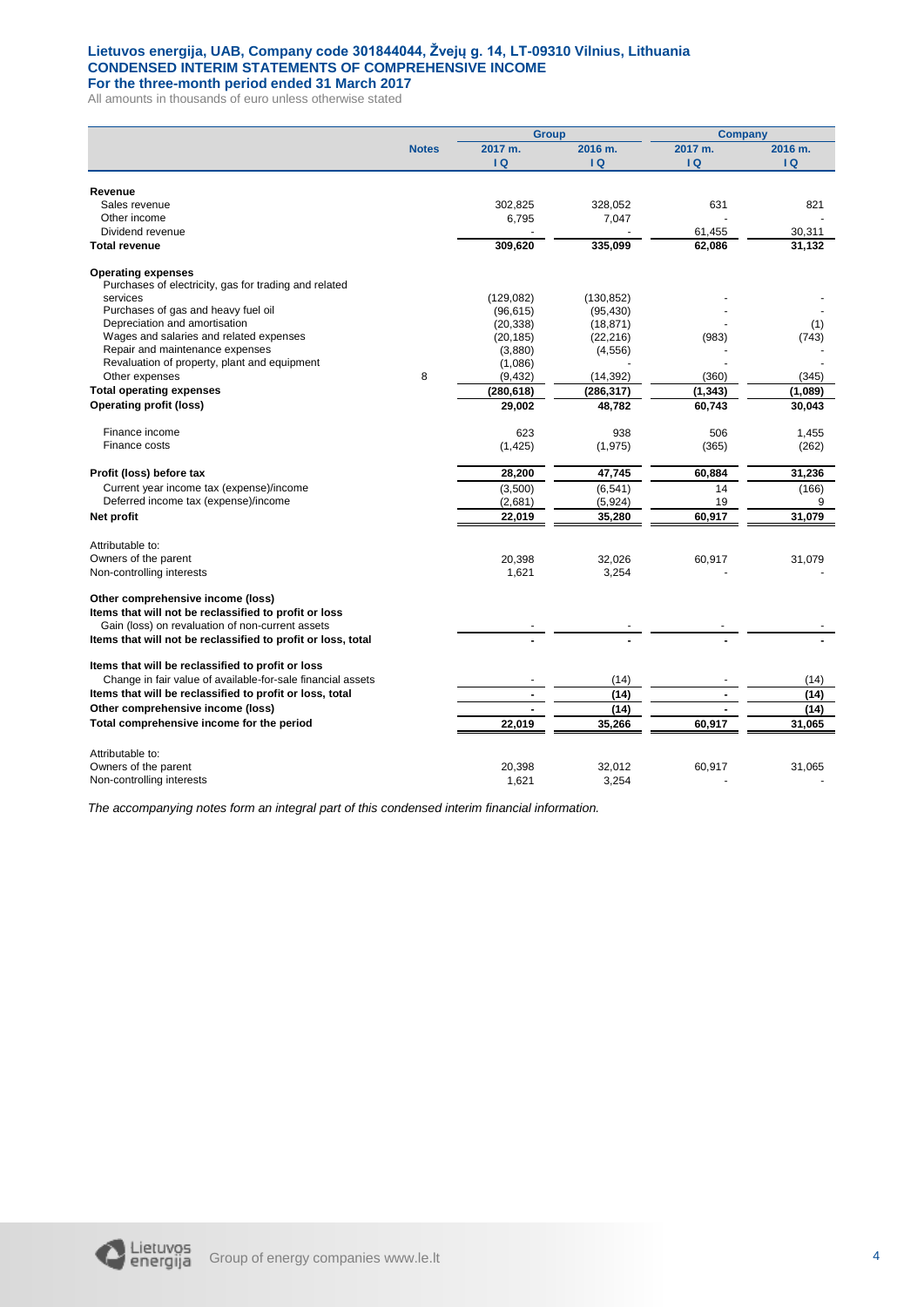**Lietuvos energija, UAB, Company code 301844044, Žvejų g. 14, LT-09310 Vilnius, Lithuania**
**CONDENSED INTERIM STATEMENTS OF COMPREHENSIVE INCOME**
**For the three-month period ended 31 March 2017**
All amounts in thousands of euro unless otherwise stated

| | Notes | Group | | Company | |
|---|---|---|---|---|---|
| | | 2017 m. I Q | 2016 m. I Q | 2017 m. I Q | 2016 m. I Q |
| **Revenue** | | | | | |
| Sales revenue | | 302,825 | 328,052 | 631 | 821 |
| Other income | | 6,795 | 7,047 | - | - |
| Dividend revenue | | - | - | 61,455 | 30,311 |
| **Total revenue** | | **309,620** | **335,099** | **62,086** | **31,132** |
| **Operating expenses** | | | | | |
| Purchases of electricity, gas for trading and related services | | (129,082) | (130,852) | - | - |
| Purchases of gas and heavy fuel oil | | (96,615) | (95,430) | - | - |
| Depreciation and amortisation | | (20,338) | (18,871) | - | (1) |
| Wages and salaries and related expenses | | (20,185) | (22,216) | (983) | (743) |
| Repair and maintenance expenses | | (3,880) | (4,556) | - | - |
| Revaluation of property, plant and equipment | | (1,086) | - | - | - |
| Other expenses | 8 | (9,432) | (14,392) | (360) | (345) |
| **Total operating expenses** | | **(280,618)** | **(286,317)** | **(1,343)** | **(1,089)** |
| **Operating profit (loss)** | | **29,002** | **48,782** | **60,743** | **30,043** |
| Finance income | | 623 | 938 | 506 | 1,455 |
| Finance costs | | (1,425) | (1,975) | (365) | (262) |
| **Profit (loss) before tax** | | **28,200** | **47,745** | **60,884** | **31,236** |
| Current year income tax (expense)/income | | (3,500) | (6,541) | 14 | (166) |
| Deferred income tax (expense)/income | | (2,681) | (5,924) | 19 | 9 |
| **Net profit** | | **22,019** | **35,280** | **60,917** | **31,079** |
| Attributable to: | | | | | |
| Owners of the parent | | 20,398 | 32,026 | 60,917 | 31,079 |
| Non-controlling interests | | 1,621 | 3,254 | - | - |
| **Other comprehensive income (loss)** | | | | | |
| **Items that will not be reclassified to profit or loss** | | | | | |
| Gain (loss) on revaluation of non-current assets | | - | - | - | - |
| **Items that will not be reclassified to profit or loss, total** | | **-** | **-** | **-** | **-** |
| **Items that will be reclassified to profit or loss** | | | | | |
| Change in fair value of available-for-sale financial assets | | - | (14) | - | (14) |
| **Items that will be reclassified to profit or loss, total** | | **-** | **(14)** | **-** | **(14)** |
| **Other comprehensive income (loss)** | | **-** | **(14)** | **-** | **(14)** |
| **Total comprehensive income for the period** | | **22,019** | **35,266** | **60,917** | **31,065** |
| Attributable to: | | | | | |
| Owners of the parent | | 20,398 | 32,012 | 60,917 | 31,065 |
| Non-controlling interests | | 1,621 | 3,254 | - | - |

*The accompanying notes form an integral part of this condensed interim financial information.*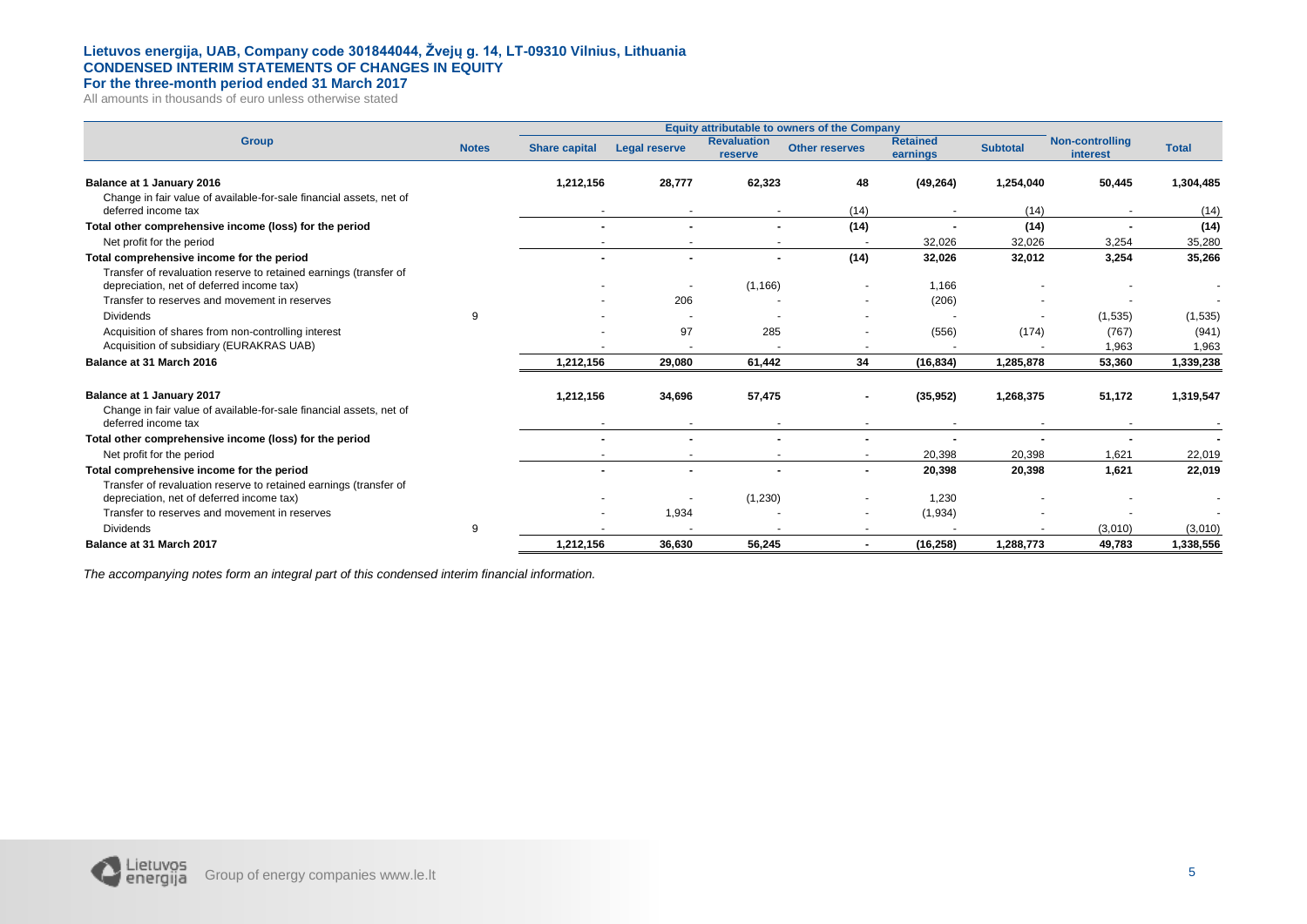**Lietuvos energija, UAB, Company code 301844044, Žvejų g. 14, LT-09310 Vilnius, Lithuania**
**CONDENSED INTERIM STATEMENTS OF CHANGES IN EQUITY**
**For the three-month period ended 31 March 2017**

All amounts in thousands of euro unless otherwise stated

| Group | Notes | Equity attributable to owners of the Company | | | | | | Non-controlling interest | Total |
|---|---|---|---|---|---|---|---|---|---|
| | | Share capital | Legal reserve | Revaluation reserve | Other reserves | Retained earnings | Subtotal | | |
| **Balance at 1 January 2016** | | **1,212,156** | **28,777** | **62,323** | **48** | **(49,264)** | **1,254,040** | **50,445** | **1,304,485** |
| Change in fair value of available-for-sale financial assets, net of deferred income tax | | - | - | - | (14) | - | (14) | - | (14) |
| **Total other comprehensive income (loss) for the period** | | **-** | **-** | **-** | **(14)** | **-** | **(14)** | **-** | **(14)** |
| Net profit for the period | | - | - | - | - | 32,026 | 32,026 | 3,254 | 35,280 |
| **Total comprehensive income for the period** | | **-** | **-** | **-** | **(14)** | **32,026** | **32,012** | **3,254** | **35,266** |
| Transfer of revaluation reserve to retained earnings (transfer of depreciation, net of deferred income tax) | | - | - | (1,166) | - | 1,166 | - | - | - |
| Transfer to reserves and movement in reserves | | - | 206 | - | - | (206) | - | - | - |
| Dividends | 9 | - | - | - | - | - | - | (1,535) | (1,535) |
| Acquisition of shares from non-controlling interest | | - | 97 | 285 | - | (556) | (174) | (767) | (941) |
| Acquisition of subsidiary (EURAKRAS UAB) | | - | - | - | - | - | - | 1,963 | 1,963 |
| **Balance at 31 March 2016** | | **1,212,156** | **29,080** | **61,442** | **34** | **(16,834)** | **1,285,878** | **53,360** | **1,339,238** |
| | | | | | | | | | |
| **Balance at 1 January 2017** | | **1,212,156** | **34,696** | **57,475** | **-** | **(35,952)** | **1,268,375** | **51,172** | **1,319,547** |
| Change in fair value of available-for-sale financial assets, net of deferred income tax | | - | - | - | - | - | - | - | - |
| **Total other comprehensive income (loss) for the period** | | **-** | **-** | **-** | **-** | **-** | **-** | **-** | **-** |
| Net profit for the period | | - | - | - | - | 20,398 | 20,398 | 1,621 | 22,019 |
| **Total comprehensive income for the period** | | **-** | **-** | **-** | **-** | **20,398** | **20,398** | **1,621** | **22,019** |
| Transfer of revaluation reserve to retained earnings (transfer of depreciation, net of deferred income tax) | | - | - | (1,230) | - | 1,230 | - | - | - |
| Transfer to reserves and movement in reserves | | - | 1,934 | - | - | (1,934) | - | - | - |
| Dividends | 9 | - | - | - | - | - | - | (3,010) | (3,010) |
| **Balance at 31 March 2017** | | **1,212,156** | **36,630** | **56,245** | **-** | **(16,258)** | **1,288,773** | **49,783** | **1,338,556** |

*The accompanying notes form an integral part of this condensed interim financial information.*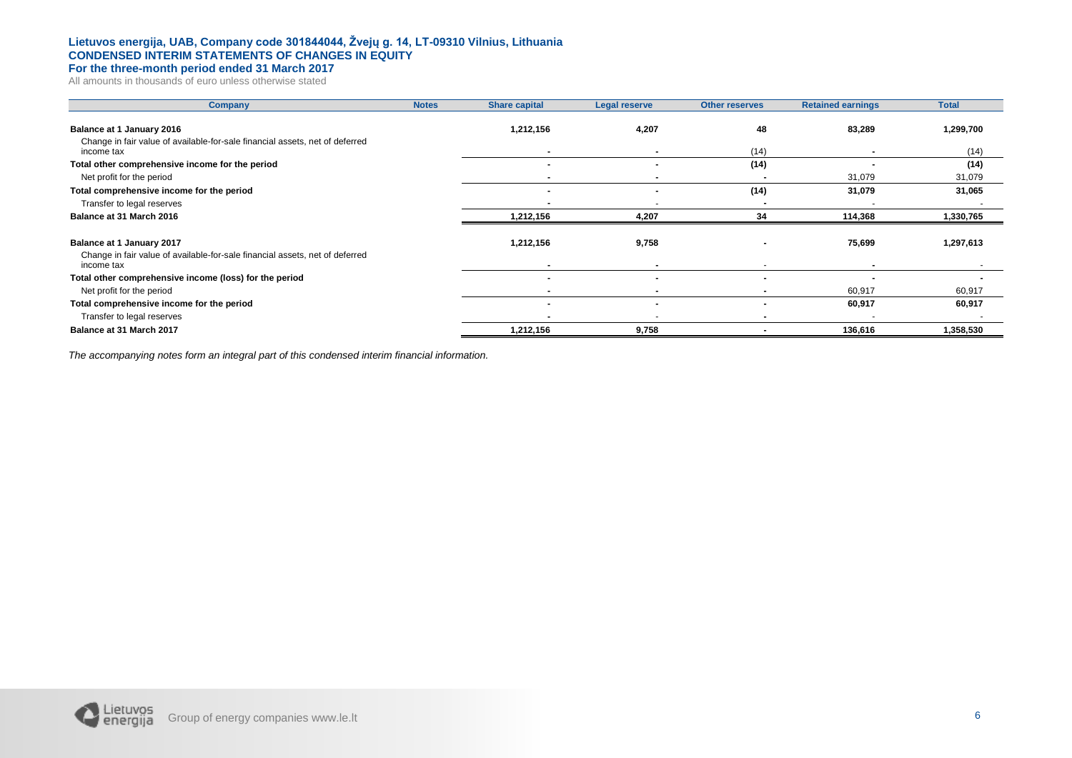**Lietuvos energija, UAB, Company code 301844044, Žvejų g. 14, LT-09310 Vilnius, Lithuania**
**CONDENSED INTERIM STATEMENTS OF CHANGES IN EQUITY**
**For the three-month period ended 31 March 2017**
All amounts in thousands of euro unless otherwise stated

| Company | Notes | Share capital | Legal reserve | Other reserves | Retained earnings | Total |
|---|---|---|---|---|---|---|
| **Balance at 1 January 2016** | | **1,212,156** | **4,207** | **48** | **83,289** | **1,299,700** |
| Change in fair value of available-for-sale financial assets, net of deferred income tax | | - | - | (14) | - | (14) |
| **Total other comprehensive income for the period** | | - | - | **(14)** | - | **(14)** |
| Net profit for the period | | - | - | - | 31,079 | 31,079 |
| **Total comprehensive income for the period** | | - | - | **(14)** | **31,079** | **31,065** |
| Transfer to legal reserves | | - | - | - | - | - |
| **Balance at 31 March 2016** | | **1,212,156** | **4,207** | **34** | **114,368** | **1,330,765** |
| **Balance at 1 January 2017** | | **1,212,156** | **9,758** | - | **75,699** | **1,297,613** |
| Change in fair value of available-for-sale financial assets, net of deferred income tax | | - | - | - | - | - |
| **Total other comprehensive income (loss) for the period** | | - | - | - | - | - |
| Net profit for the period | | - | - | - | 60,917 | 60,917 |
| **Total comprehensive income for the period** | | - | - | - | **60,917** | **60,917** |
| Transfer to legal reserves | | - | - | - | - | - |
| **Balance at 31 March 2017** | | **1,212,156** | **9,758** | - | **136,616** | **1,358,530** |

*The accompanying notes form an integral part of this condensed interim financial information.*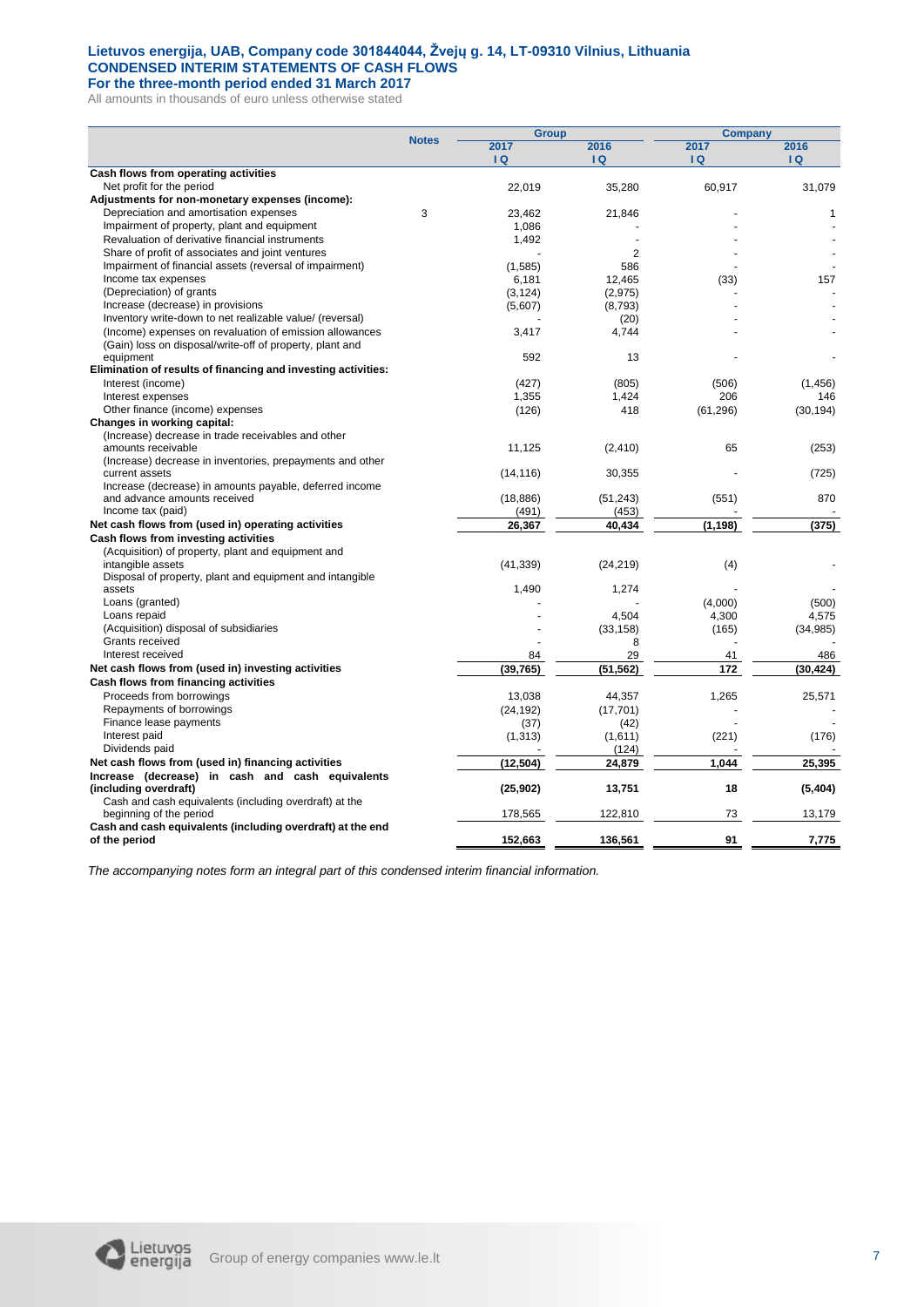# Lietuvos energija, UAB, Company code 301844044, Žvejų g. 14, LT-09310 Vilnius, Lithuania
## CONDENSED INTERIM STATEMENTS OF CASH FLOWS
### For the three-month period ended 31 March 2017

All amounts in thousands of euro unless otherwise stated

| | Notes | Group | | Company | |
|---|---|---|---|---|---|
| | | 2017 I Q | 2016 I Q | 2017 I Q | 2016 I Q |
| **Cash flows from operating activities** | | | | | |
| Net profit for the period | | 22,019 | 35,280 | 60,917 | 31,079 |
| **Adjustments for non-monetary expenses (income):** | | | | | |
| Depreciation and amortisation expenses | 3 | 23,462 | 21,846 | - | 1 |
| Impairment of property, plant and equipment | | 1,086 | - | - | - |
| Revaluation of derivative financial instruments | | 1,492 | - | - | - |
| Share of profit of associates and joint ventures | | - | 2 | - | - |
| Impairment of financial assets (reversal of impairment) | | (1,585) | 586 | - | - |
| Income tax expenses | | 6,181 | 12,465 | (33) | 157 |
| (Depreciation) of grants | | (3,124) | (2,975) | - | - |
| Increase (decrease) in provisions | | (5,607) | (8,793) | - | - |
| Inventory write-down to net realizable value/ (reversal) | | - | (20) | - | - |
| (Income) expenses on revaluation of emission allowances | | 3,417 | 4,744 | - | - |
| (Gain) loss on disposal/write-off of property, plant and equipment | | 592 | 13 | - | - |
| **Elimination of results of financing and investing activities:** | | | | | |
| Interest (income) | | (427) | (805) | (506) | (1,456) |
| Interest expenses | | 1,355 | 1,424 | 206 | 146 |
| Other finance (income) expenses | | (126) | 418 | (61,296) | (30,194) |
| **Changes in working capital:** | | | | | |
| (Increase) decrease in trade receivables and other amounts receivable | | 11,125 | (2,410) | 65 | (253) |
| (Increase) decrease in inventories, prepayments and other current assets | | (14,116) | 30,355 | - | (725) |
| Increase (decrease) in amounts payable, deferred income and advance amounts received | | (18,886) | (51,243) | (551) | 870 |
| Income tax (paid) | | (491) | (453) | - | - |
| **Net cash flows from (used in) operating activities** | | **26,367** | **40,434** | **(1,198)** | **(375)** |
| **Cash flows from investing activities** | | | | | |
| (Acquisition) of property, plant and equipment and intangible assets | | (41,339) | (24,219) | (4) | - |
| Disposal of property, plant and equipment and intangible assets | | 1,490 | 1,274 | - | - |
| Loans (granted) | | - | - | (4,000) | (500) |
| Loans repaid | | - | 4,504 | 4,300 | 4,575 |
| (Acquisition) disposal of subsidiaries | | - | (33,158) | (165) | (34,985) |
| Grants received | | - | 8 | - | - |
| Interest received | | 84 | 29 | 41 | 486 |
| **Net cash flows from (used in) investing activities** | | **(39,765)** | **(51,562)** | **172** | **(30,424)** |
| **Cash flows from financing activities** | | | | | |
| Proceeds from borrowings | | 13,038 | 44,357 | 1,265 | 25,571 |
| Repayments of borrowings | | (24,192) | (17,701) | - | - |
| Finance lease payments | | (37) | (42) | - | - |
| Interest paid | | (1,313) | (1,611) | (221) | (176) |
| Dividends paid | | - | (124) | - | - |
| **Net cash flows from (used in) financing activities** | | **(12,504)** | **24,879** | **1,044** | **25,395** |
| **Increase (decrease) in cash and cash equivalents (including overdraft)** | | **(25,902)** | **13,751** | **18** | **(5,404)** |
| Cash and cash equivalents (including overdraft) at the beginning of the period | | 178,565 | 122,810 | 73 | 13,179 |
| **Cash and cash equivalents (including overdraft) at the end of the period** | | **152,663** | **136,561** | **91** | **7,775** |

*The accompanying notes form an integral part of this condensed interim financial information.*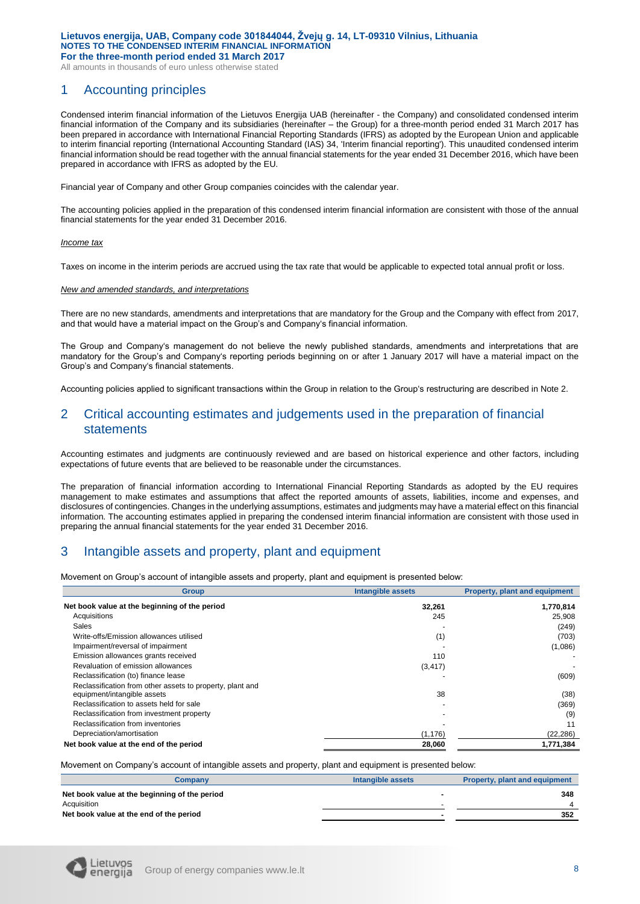# 1 Accounting principles

Condensed interim financial information of the Lietuvos Energija UAB (hereinafter - the Company) and consolidated condensed interim financial information of the Company and its subsidiaries (hereinafter – the Group) for a three-month period ended 31 March 2017 has been prepared in accordance with International Financial Reporting Standards (IFRS) as adopted by the European Union and applicable to interim financial reporting (International Accounting Standard (IAS) 34, 'Interim financial reporting'). This unaudited condensed interim financial information should be read together with the annual financial statements for the year ended 31 December 2016, which have been prepared in accordance with IFRS as adopted by the EU.

Financial year of Company and other Group companies coincides with the calendar year.

The accounting policies applied in the preparation of this condensed interim financial information are consistent with those of the annual financial statements for the year ended 31 December 2016.

*Income tax*

Taxes on income in the interim periods are accrued using the tax rate that would be applicable to expected total annual profit or loss.

*New and amended standards, and interpretations*

There are no new standards, amendments and interpretations that are mandatory for the Group and the Company with effect from 2017, and that would have a material impact on the Group's and Company's financial information.

The Group and Company's management do not believe the newly published standards, amendments and interpretations that are mandatory for the Group's and Company's reporting periods beginning on or after 1 January 2017 will have a material impact on the Group's and Company's financial statements.

Accounting policies applied to significant transactions within the Group in relation to the Group's restructuring are described in Note 2.

# 2 Critical accounting estimates and judgements used in the preparation of financial statements

Accounting estimates and judgments are continuously reviewed and are based on historical experience and other factors, including expectations of future events that are believed to be reasonable under the circumstances.

The preparation of financial information according to International Financial Reporting Standards as adopted by the EU requires management to make estimates and assumptions that affect the reported amounts of assets, liabilities, income and expenses, and disclosures of contingencies. Changes in the underlying assumptions, estimates and judgments may have a material effect on this financial information. The accounting estimates applied in preparing the condensed interim financial information are consistent with those used in preparing the annual financial statements for the year ended 31 December 2016.

# 3 Intangible assets and property, plant and equipment

Movement on Group's account of intangible assets and property, plant and equipment is presented below:

| Group | Intangible assets | Property, plant and equipment |
|---|---|---|
| **Net book value at the beginning of the period** | **32,261** | **1,770,814** |
| Acquisitions | 245 | 25,908 |
| Sales | - | (249) |
| Write-offs/Emission allowances utilised | (1) | (703) |
| Impairment/reversal of impairment | - | (1,086) |
| Emission allowances grants received | 110 | - |
| Revaluation of emission allowances | (3,417) | - |
| Reclassification (to) finance lease | - | (609) |
| Reclassification from other assets to property, plant and equipment/intangible assets | 38 | (38) |
| Reclassification to assets held for sale | - | (369) |
| Reclassification from investment property | - | (9) |
| Reclassification from inventories | - | 11 |
| Depreciation/amortisation | (1,176) | (22,286) |
| **Net book value at the end of the period** | **28,060** | **1,771,384** |

Movement on Company's account of intangible assets and property, plant and equipment is presented below:

| Company | Intangible assets | Property, plant and equipment |
|---|---|---|
| **Net book value at the beginning of the period** | **-** | **348** |
| Acquisition | - | 4 |
| **Net book value at the end of the period** | **-** | **352** |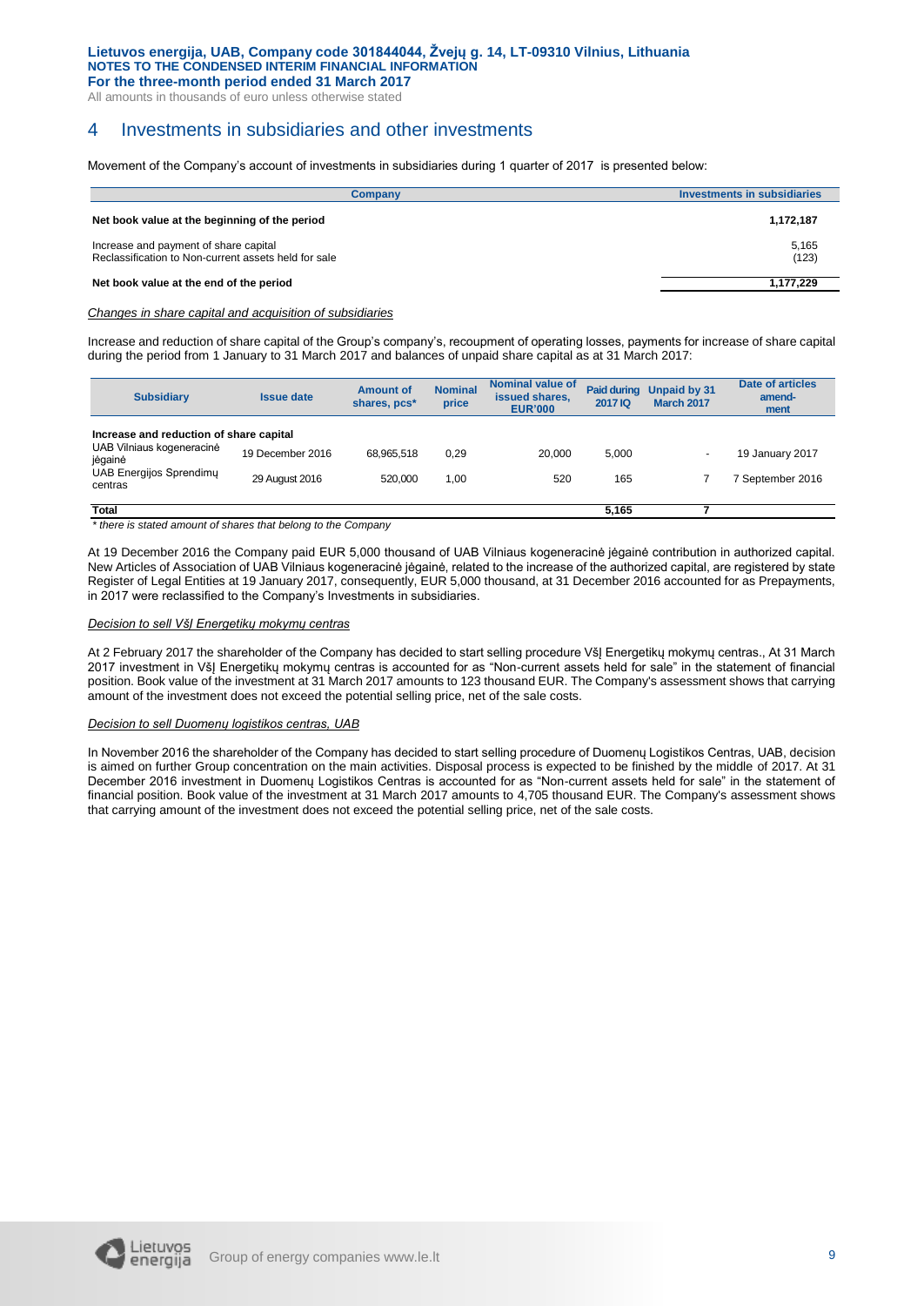# 4 Investments in subsidiaries and other investments

Movement of the Company's account of investments in subsidiaries during 1 quarter of 2017 is presented below:

| Company | Investments in subsidiaries |
|---|---|
| **Net book value at the beginning of the period** | **1,172,187** |
| Increase and payment of share capital | 5,165 |
| Reclassification to Non-current assets held for sale | (123) |
| **Net book value at the end of the period** | **1,177,229** |

*Changes in share capital and acquisition of subsidiaries*

Increase and reduction of share capital of the Group's company's, recoupment of operating losses, payments for increase of share capital during the period from 1 January to 31 March 2017 and balances of unpaid share capital as at 31 March 2017:

| Subsidiary | Issue date | Amount of shares, pcs* | Nominal price | Nominal value of issued shares, EUR'000 | Paid during 2017 IQ | Unpaid by 31 March 2017 | Date of articles amend-ment |
|---|---|---|---|---|---|---|---|
| **Increase and reduction of share capital** | | | | | | | |
| UAB Vilniaus kogeneracinė jėgainė | 19 December 2016 | 68,965,518 | 0,29 | 20,000 | 5,000 | - | 19 January 2017 |
| UAB Energijos Sprendimų centras | 29 August 2016 | 520,000 | 1,00 | 520 | 165 | 7 | 7 September 2016 |
| **Total** | | | | | **5,165** | **7** | |

*\* there is stated amount of shares that belong to the Company*

At 19 December 2016 the Company paid EUR 5,000 thousand of UAB Vilniaus kogeneracinė jėgainė contribution in authorized capital. New Articles of Association of UAB Vilniaus kogeneracinė jėgainė, related to the increase of the authorized capital, are registered by state Register of Legal Entities at 19 January 2017, consequently, EUR 5,000 thousand, at 31 December 2016 accounted for as Prepayments, in 2017 were reclassified to the Company's Investments in subsidiaries.

*Decision to sell VšĮ Energetikų mokymų centras*

At 2 February 2017 the shareholder of the Company has decided to start selling procedure VšĮ Energetikų mokymų centras., At 31 March 2017 investment in VšĮ Energetikų mokymų centras is accounted for as "Non-current assets held for sale" in the statement of financial position. Book value of the investment at 31 March 2017 amounts to 123 thousand EUR. The Company's assessment shows that carrying amount of the investment does not exceed the potential selling price, net of the sale costs.

*Decision to sell Duomenų logistikos centras, UAB*

In November 2016 the shareholder of the Company has decided to start selling procedure of Duomenų Logistikos Centras, UAB, decision is aimed on further Group concentration on the main activities. Disposal process is expected to be finished by the middle of 2017. At 31 December 2016 investment in Duomenų Logistikos Centras is accounted for as "Non-current assets held for sale" in the statement of financial position. Book value of the investment at 31 March 2017 amounts to 4,705 thousand EUR. The Company's assessment shows that carrying amount of the investment does not exceed the potential selling price, net of the sale costs.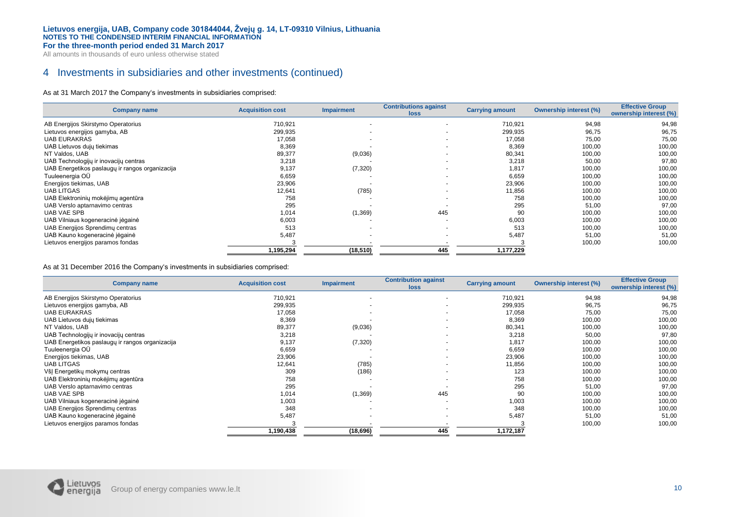## 4 Investments in subsidiaries and other investments (continued)

As at 31 March 2017 the Company's investments in subsidiaries comprised:

| Company name | Acquisition cost | Impairment | Contributions against loss | Carrying amount | Ownership interest (%) | Effective Group ownership interest (%) |
|---|---|---|---|---|---|---|
| AB Energijos Skirstymo Operatorius | 710,921 | - | - | 710,921 | 94,98 | 94,98 |
| Lietuvos energijos gamyba, AB | 299,935 | - | - | 299,935 | 96,75 | 96,75 |
| UAB EURAKRAS | 17,058 | - | - | 17,058 | 75,00 | 75,00 |
| UAB Lietuvos dujų tiekimas | 8,369 | - | - | 8,369 | 100,00 | 100,00 |
| NT Valdos, UAB | 89,377 | (9,036) | - | 80,341 | 100,00 | 100,00 |
| UAB Technologijų ir inovacijų centras | 3,218 | - | - | 3,218 | 50,00 | 97,80 |
| UAB Energetikos paslaugų ir rangos organizacija | 9,137 | (7,320) | - | 1,817 | 100,00 | 100,00 |
| Tuuleenergia OÜ | 6,659 | - | - | 6,659 | 100,00 | 100,00 |
| Energijos tiekimas, UAB | 23,906 | - | - | 23,906 | 100,00 | 100,00 |
| UAB LITGAS | 12,641 | (785) | - | 11,856 | 100,00 | 100,00 |
| UAB Elektroninių mokėjimų agentūra | 758 | - | - | 758 | 100,00 | 100,00 |
| UAB Verslo aptarnavimo centras | 295 | - | - | 295 | 51,00 | 97,00 |
| UAB VAE SPB | 1,014 | (1,369) | 445 | 90 | 100,00 | 100,00 |
| UAB Vilniaus kogeneracinė jėgainė | 6,003 | - | - | 6,003 | 100,00 | 100,00 |
| UAB Energijos Sprendimų centras | 513 | - | - | 513 | 100,00 | 100,00 |
| UAB Kauno kogeneracinė jėgainė | 5,487 | - | - | 5,487 | 51,00 | 51,00 |
| Lietuvos energijos paramos fondas | 3 | - | - | 3 | 100,00 | 100,00 |
| | **1,195,294** | **(18,510)** | **445** | **1,177,229** | | |

As at 31 December 2016 the Company's investments in subsidiaries comprised:

| Company name | Acquisition cost | Impairment | Contribution against loss | Carrying amount | Ownership interest (%) | Effective Group ownership interest (%) |
|---|---|---|---|---|---|---|
| AB Energijos Skirstymo Operatorius | 710,921 | - | - | 710,921 | 94,98 | 94,98 |
| Lietuvos energijos gamyba, AB | 299,935 | - | - | 299,935 | 96,75 | 96,75 |
| UAB EURAKRAS | 17,058 | - | - | 17,058 | 75,00 | 75,00 |
| UAB Lietuvos dujų tiekimas | 8,369 | - | - | 8,369 | 100,00 | 100,00 |
| NT Valdos, UAB | 89,377 | (9,036) | - | 80,341 | 100,00 | 100,00 |
| UAB Technologijų ir inovacijų centras | 3,218 | - | - | 3,218 | 50,00 | 97,80 |
| UAB Energetikos paslaugų ir rangos organizacija | 9,137 | (7,320) | - | 1,817 | 100,00 | 100,00 |
| Tuuleenergia OÜ | 6,659 | - | - | 6,659 | 100,00 | 100,00 |
| Energijos tiekimas, UAB | 23,906 | - | - | 23,906 | 100,00 | 100,00 |
| UAB LITGAS | 12,641 | (785) | - | 11,856 | 100,00 | 100,00 |
| VšĮ Energetikų mokymų centras | 309 | (186) | - | 123 | 100,00 | 100,00 |
| UAB Elektroninių mokėjimų agentūra | 758 | - | - | 758 | 100,00 | 100,00 |
| UAB Verslo aptarnavimo centras | 295 | - | - | 295 | 51,00 | 97,00 |
| UAB VAE SPB | 1,014 | (1,369) | 445 | 90 | 100,00 | 100,00 |
| UAB Vilniaus kogeneracinė jėgainė | 1,003 | - | - | 1,003 | 100,00 | 100,00 |
| UAB Energijos Sprendimų centras | 348 | - | - | 348 | 100,00 | 100,00 |
| UAB Kauno kogeneracinė jėgainė | 5,487 | - | - | 5,487 | 51,00 | 51,00 |
| Lietuvos energijos paramos fondas | 3 | - | - | 3 | 100,00 | 100,00 |
| | **1,190,438** | **(18,696)** | **445** | **1,172,187** | | |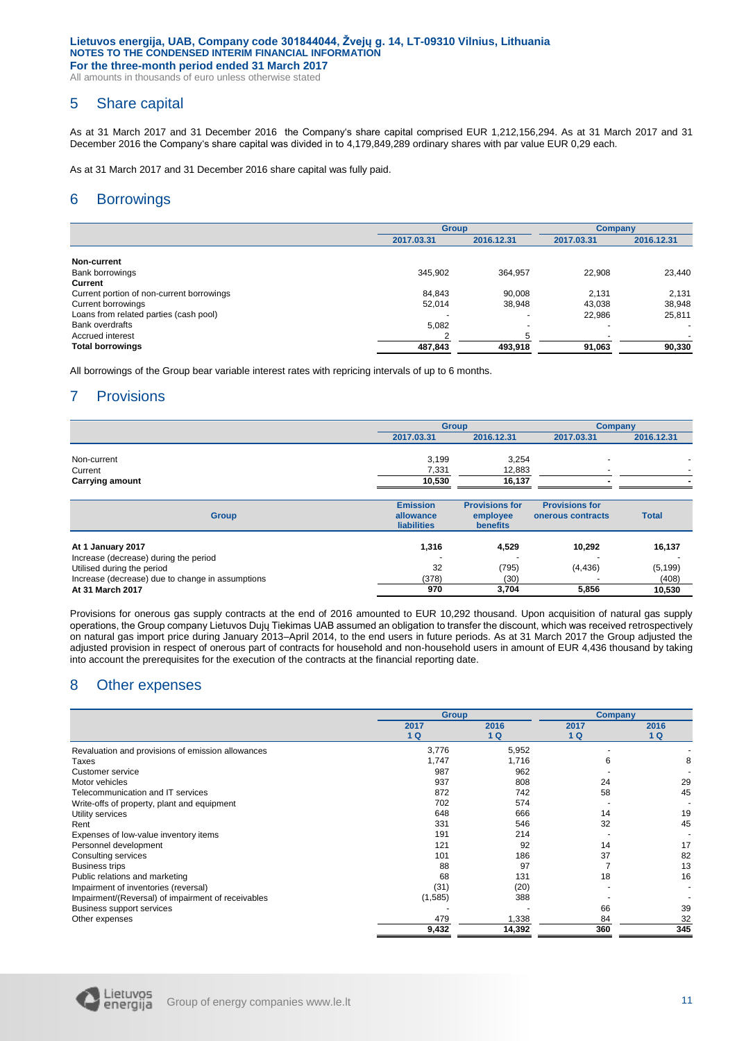## 5 Share capital

As at 31 March 2017 and 31 December 2016 the Company's share capital comprised EUR 1,212,156,294. As at 31 March 2017 and 31 December 2016 the Company's share capital was divided in to 4,179,849,289 ordinary shares with par value EUR 0,29 each.

As at 31 March 2017 and 31 December 2016 share capital was fully paid.

## 6 Borrowings

| | Group | | Company | |
|---|---|---|---|---|
| | 2017.03.31 | 2016.12.31 | 2017.03.31 | 2016.12.31 |
| **Non-current** | | | | |
| Bank borrowings | 345,902 | 364,957 | 22,908 | 23,440 |
| **Current** | | | | |
| Current portion of non-current borrowings | 84,843 | 90,008 | 2,131 | 2,131 |
| Current borrowings | 52,014 | 38,948 | 43,038 | 38,948 |
| Loans from related parties (cash pool) | - | - | 22,986 | 25,811 |
| Bank overdrafts | 5,082 | - | - | - |
| Accrued interest | 2 | 5 | - | - |
| **Total borrowings** | **487,843** | **493,918** | **91,063** | **90,330** |

All borrowings of the Group bear variable interest rates with repricing intervals of up to 6 months.

## 7 Provisions

| | Group | | Company | |
|---|---|---|---|---|
| | 2017.03.31 | 2016.12.31 | 2017.03.31 | 2016.12.31 |
| Non-current | 3,199 | 3,254 | - | - |
| Current | 7,331 | 12,883 | - | - |
| **Carrying amount** | **10,530** | **16,137** | **-** | **-** |

| Group | Emission allowance liabilities | Provisions for employee benefits | Provisions for onerous contracts | Total |
|---|---|---|---|---|
| **At 1 January 2017** | **1,316** | **4,529** | **10,292** | **16,137** |
| Increase (decrease) during the period | - | - | - | - |
| Utilised during the period | 32 | (795) | (4,436) | (5,199) |
| Increase (decrease) due to change in assumptions | (378) | (30) | - | (408) |
| **At 31 March 2017** | **970** | **3,704** | **5,856** | **10,530** |

Provisions for onerous gas supply contracts at the end of 2016 amounted to EUR 10,292 thousand. Upon acquisition of natural gas supply operations, the Group company Lietuvos Dujų Tiekimas UAB assumed an obligation to transfer the discount, which was received retrospectively on natural gas import price during January 2013–April 2014, to the end users in future periods. As at 31 March 2017 the Group adjusted the adjusted provision in respect of onerous part of contracts for household and non-household users in amount of EUR 4,436 thousand by taking into account the prerequisites for the execution of the contracts at the financial reporting date.

## 8 Other expenses

| | Group | | Company | |
|---|---|---|---|---|
| | 2017 1 Q | 2016 1 Q | 2017 1 Q | 2016 1 Q |
| Revaluation and provisions of emission allowances | 3,776 | 5,952 | - | - |
| Taxes | 1,747 | 1,716 | 6 | 8 |
| Customer service | 987 | 962 | - | - |
| Motor vehicles | 937 | 808 | 24 | 29 |
| Telecommunication and IT services | 872 | 742 | 58 | 45 |
| Write-offs of property, plant and equipment | 702 | 574 | - | - |
| Utility services | 648 | 666 | 14 | 19 |
| Rent | 331 | 546 | 32 | 45 |
| Expenses of low-value inventory items | 191 | 214 | - | - |
| Personnel development | 121 | 92 | 14 | 17 |
| Consulting services | 101 | 186 | 37 | 82 |
| Business trips | 88 | 97 | 7 | 13 |
| Public relations and marketing | 68 | 131 | 18 | 16 |
| Impairment of inventories (reversal) | (31) | (20) | - | - |
| Impairment/(Reversal) of impairment of receivables | (1,585) | 388 | - | - |
| Business support services | - | - | 66 | 39 |
| Other expenses | 479 | 1,338 | 84 | 32 |
| | **9,432** | **14,392** | **360** | **345** |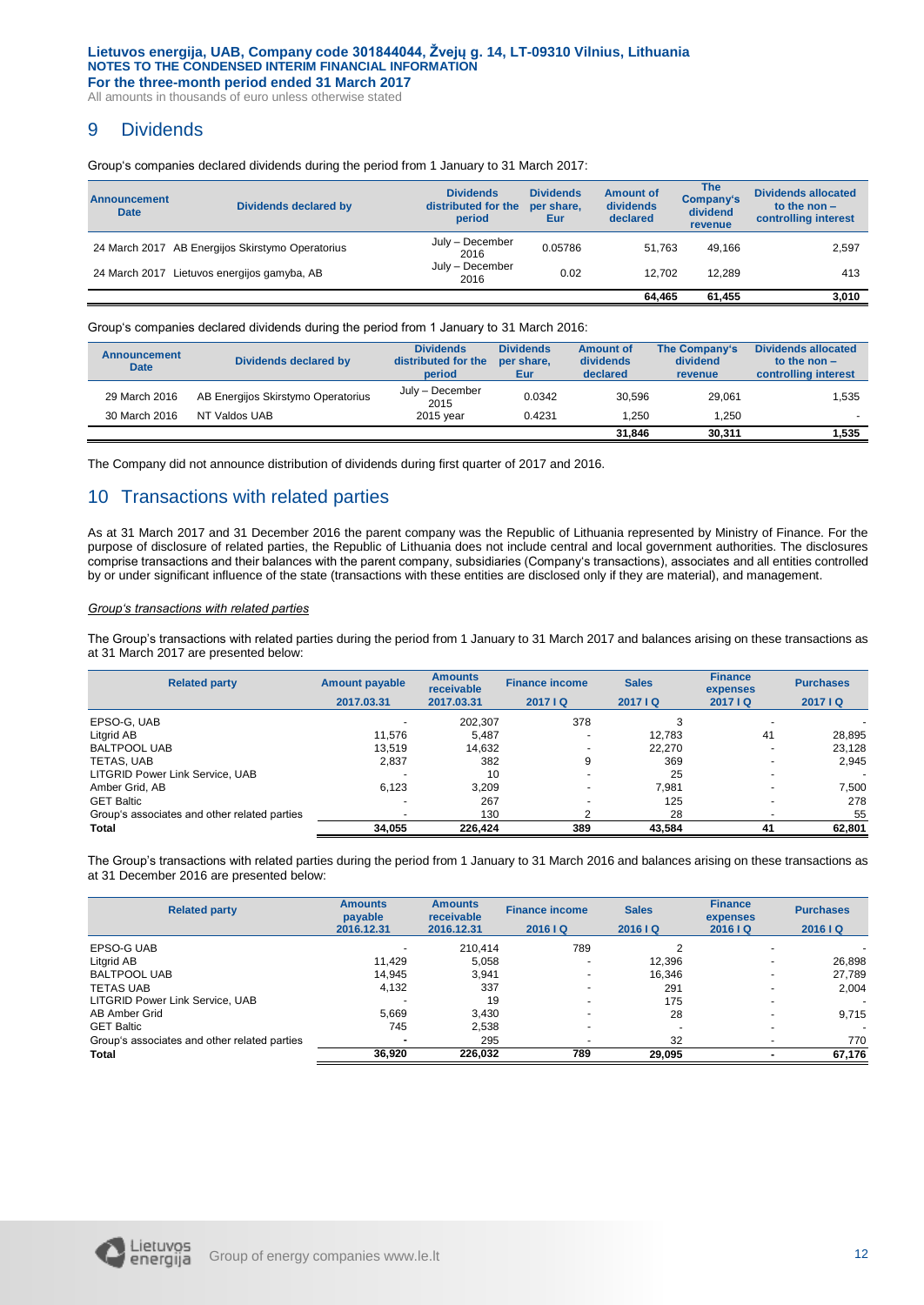## 9 Dividends

Group's companies declared dividends during the period from 1 January to 31 March 2017:

| Announcement Date | Dividends declared by | Dividends distributed for the period | Dividends per share, Eur | Amount of dividends declared | The Company's dividend revenue | Dividends allocated to the non – controlling interest |
|---|---|---|---|---|---|---|
| 24 March 2017 | AB Energijos Skirstymo Operatorius | July – December 2016 | 0.05786 | 51,763 | 49,166 | 2,597 |
| 24 March 2017 | Lietuvos energijos gamyba, AB | July – December 2016 | 0.02 | 12,702 | 12,289 | 413 |
| | | | | **64,465** | **61,455** | **3,010** |

Group's companies declared dividends during the period from 1 January to 31 March 2016:

| Announcement Date | Dividends declared by | Dividends distributed for the period | Dividends per share, Eur | Amount of dividends declared | The Company's dividend revenue | Dividends allocated to the non – controlling interest |
|---|---|---|---|---|---|---|
| 29 March 2016 | AB Energijos Skirstymo Operatorius | July – December 2015 | 0.0342 | 30,596 | 29,061 | 1,535 |
| 30 March 2016 | NT Valdos UAB | 2015 year | 0.4231 | 1,250 | 1,250 | - |
| | | | | **31,846** | **30,311** | **1,535** |

The Company did not announce distribution of dividends during first quarter of 2017 and 2016.

## 10 Transactions with related parties

As at 31 March 2017 and 31 December 2016 the parent company was the Republic of Lithuania represented by Ministry of Finance. For the purpose of disclosure of related parties, the Republic of Lithuania does not include central and local government authorities. The disclosures comprise transactions and their balances with the parent company, subsidiaries (Company's transactions), associates and all entities controlled by or under significant influence of the state (transactions with these entities are disclosed only if they are material), and management.

*Group's transactions with related parties*

The Group's transactions with related parties during the period from 1 January to 31 March 2017 and balances arising on these transactions as at 31 March 2017 are presented below:

| Related party | Amount payable 2017.03.31 | Amounts receivable 2017.03.31 | Finance income 2017 I Q | Sales 2017 I Q | Finance expenses 2017 I Q | Purchases 2017 I Q |
|---|---|---|---|---|---|---|
| EPSO-G, UAB | - | 202,307 | 378 | 3 | - | - |
| Litgrid AB | 11,576 | 5,487 | - | 12,783 | 41 | 28,895 |
| BALTPOOL UAB | 13,519 | 14,632 | - | 22,270 | - | 23,128 |
| TETAS, UAB | 2,837 | 382 | 9 | 369 | - | 2,945 |
| LITGRID Power Link Service, UAB | - | 10 | - | 25 | - | - |
| Amber Grid, AB | 6,123 | 3,209 | - | 7,981 | - | 7,500 |
| GET Baltic | - | 267 | - | 125 | - | 278 |
| Group's associates and other related parties | - | 130 | 2 | 28 | - | 55 |
| **Total** | **34,055** | **226,424** | **389** | **43,584** | **41** | **62,801** |

The Group's transactions with related parties during the period from 1 January to 31 March 2016 and balances arising on these transactions as at 31 December 2016 are presented below:

| Related party | Amounts payable 2016.12.31 | Amounts receivable 2016.12.31 | Finance income 2016 I Q | Sales 2016 I Q | Finance expenses 2016 I Q | Purchases 2016 I Q |
|---|---|---|---|---|---|---|
| EPSO-G UAB | - | 210,414 | 789 | 2 | - | - |
| Litgrid AB | 11,429 | 5,058 | - | 12,396 | - | 26,898 |
| BALTPOOL UAB | 14,945 | 3,941 | - | 16,346 | - | 27,789 |
| TETAS UAB | 4,132 | 337 | - | 291 | - | 2,004 |
| LITGRID Power Link Service, UAB | - | 19 | - | 175 | - | - |
| AB Amber Grid | 5,669 | 3,430 | - | 28 | - | 9,715 |
| GET Baltic | 745 | 2,538 | - | - | - | - |
| Group's associates and other related parties | - | 295 | - | 32 | - | 770 |
| **Total** | **36,920** | **226,032** | **789** | **29,095** | **-** | **67,176** |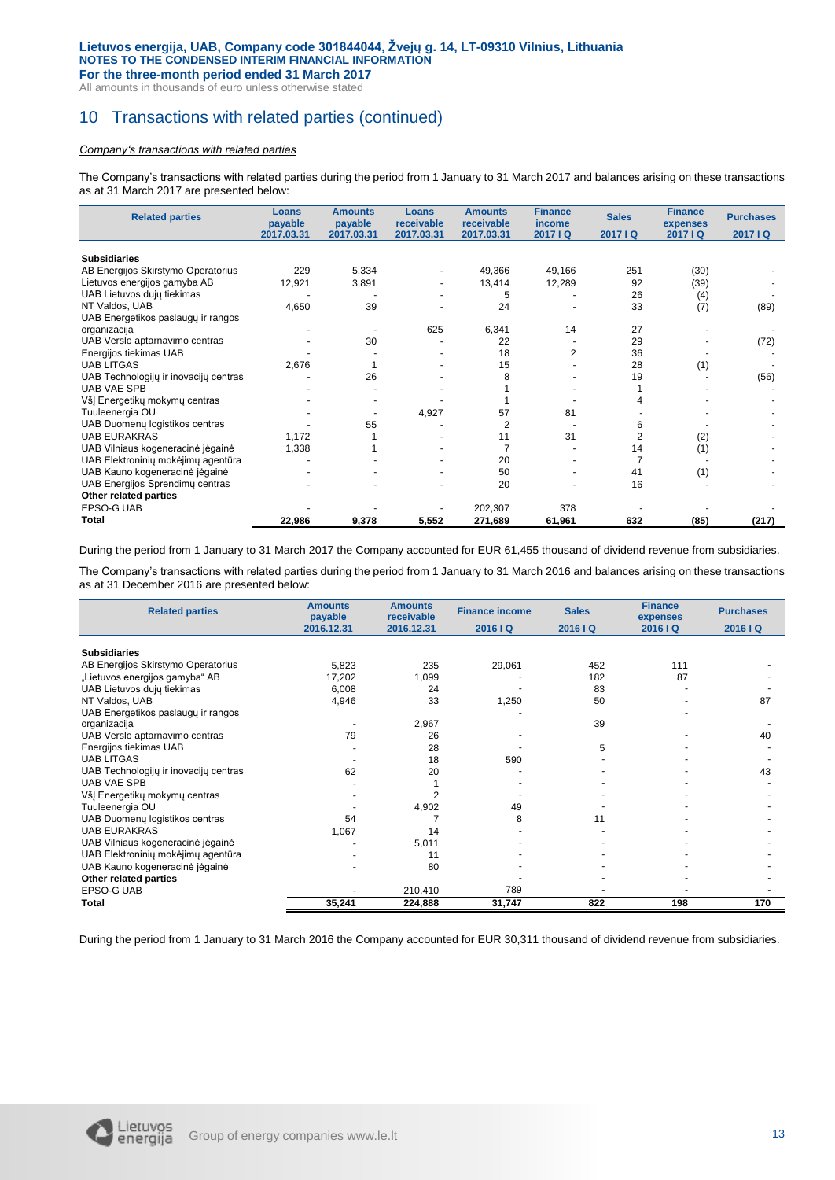# 10 Transactions with related parties (continued)

*Company's transactions with related parties*

The Company's transactions with related parties during the period from 1 January to 31 March 2017 and balances arising on these transactions as at 31 March 2017 are presented below:

| Related parties | Loans payable 2017.03.31 | Amounts payable 2017.03.31 | Loans receivable 2017.03.31 | Amounts receivable 2017.03.31 | Finance income 2017 I Q | Sales 2017 I Q | Finance expenses 2017 I Q | Purchases 2017 I Q |
|---|---|---|---|---|---|---|---|---|
| **Subsidiaries** | | | | | | | | |
| AB Energijos Skirstymo Operatorius | 229 | 5,334 | - | 49,366 | 49,166 | 251 | (30) | - |
| Lietuvos energijos gamyba AB | 12,921 | 3,891 | - | 13,414 | 12,289 | 92 | (39) | - |
| UAB Lietuvos dujų tiekimas | - | - | - | 5 | - | 26 | (4) | - |
| NT Valdos, UAB | 4,650 | 39 | - | 24 | - | 33 | (7) | (89) |
| UAB Energetikos paslaugų ir rangos organizacija | - | - | 625 | 6,341 | 14 | 27 | - | - |
| UAB Verslo aptarnavimo centras | - | 30 | - | 22 | - | 29 | - | (72) |
| Energijos tiekimas UAB | - | - | - | 18 | 2 | 36 | - | - |
| UAB LITGAS | 2,676 | 1 | - | 15 | - | 28 | (1) | - |
| UAB Technologijų ir inovacijų centras | - | 26 | - | 8 | - | 19 | - | (56) |
| UAB VAE SPB | - | - | - | 1 | - | 1 | - | - |
| VšĮ Energetikų mokymų centras | - | - | - | 1 | - | 4 | - | - |
| Tuuleenergia OU | - | - | 4,927 | 57 | 81 | - | - | - |
| UAB Duomenų logistikos centras | - | 55 | - | 2 | - | 6 | - | - |
| UAB EURAKRAS | 1,172 | 1 | - | 11 | 31 | 2 | (2) | - |
| UAB Vilniaus kogeneracinė jėgainė | 1,338 | 1 | - | 7 | - | 14 | (1) | - |
| UAB Elektroninių mokėjimų agentūra | - | - | - | 20 | - | 7 | - | - |
| UAB Kauno kogeneracinė jėgainė | - | - | - | 50 | - | 41 | (1) | - |
| UAB Energijos Sprendimų centras | - | - | - | 20 | - | 16 | - | - |
| **Other related parties** | | | | | | | | |
| EPSO-G UAB | - | - | - | 202,307 | 378 | - | - | - |
| **Total** | **22,986** | **9,378** | **5,552** | **271,689** | **61,961** | **632** | **(85)** | **(217)** |

During the period from 1 January to 31 March 2017 the Company accounted for EUR 61,455 thousand of dividend revenue from subsidiaries.

The Company's transactions with related parties during the period from 1 January to 31 March 2016 and balances arising on these transactions as at 31 December 2016 are presented below:

| Related parties | Amounts payable 2016.12.31 | Amounts receivable 2016.12.31 | Finance income 2016 I Q | Sales 2016 I Q | Finance expenses 2016 I Q | Purchases 2016 I Q |
|---|---|---|---|---|---|---|
| **Subsidiaries** | | | | | | |
| AB Energijos Skirstymo Operatorius | 5,823 | 235 | 29,061 | 452 | 111 | - |
| „Lietuvos energijos gamyba" AB | 17,202 | 1,099 | - | 182 | 87 | - |
| UAB Lietuvos dujų tiekimas | 6,008 | 24 | - | 83 | - | - |
| NT Valdos, UAB | 4,946 | 33 | 1,250 | 50 | - | 87 |
| UAB Energetikos paslaugų ir rangos organizacija | - | 2,967 | - | 39 | - | - |
| UAB Verslo aptarnavimo centras | 79 | 26 | - | - | - | 40 |
| Energijos tiekimas UAB | - | 28 | - | 5 | - | - |
| UAB LITGAS | - | 18 | 590 | - | - | - |
| UAB Technologijų ir inovacijų centras | 62 | 20 | - | - | - | 43 |
| UAB VAE SPB | - | 1 | - | - | - | - |
| VšĮ Energetikų mokymų centras | - | 2 | - | - | - | - |
| Tuuleenergia OU | - | 4,902 | 49 | - | - | - |
| UAB Duomenų logistikos centras | 54 | 7 | 8 | 11 | - | - |
| UAB EURAKRAS | 1,067 | 14 | - | - | - | - |
| UAB Vilniaus kogeneracinė jėgainė | - | 5,011 | - | - | - | - |
| UAB Elektroninių mokėjimų agentūra | - | 11 | - | - | - | - |
| UAB Kauno kogeneracinė jėgainė | - | 80 | - | - | - | - |
| **Other related parties** | | | - | - | - | - |
| EPSO-G UAB | - | 210,410 | 789 | - | - | - |
| **Total** | **35,241** | **224,888** | **31,747** | **822** | **198** | **170** |

During the period from 1 January to 31 March 2016 the Company accounted for EUR 30,311 thousand of dividend revenue from subsidiaries.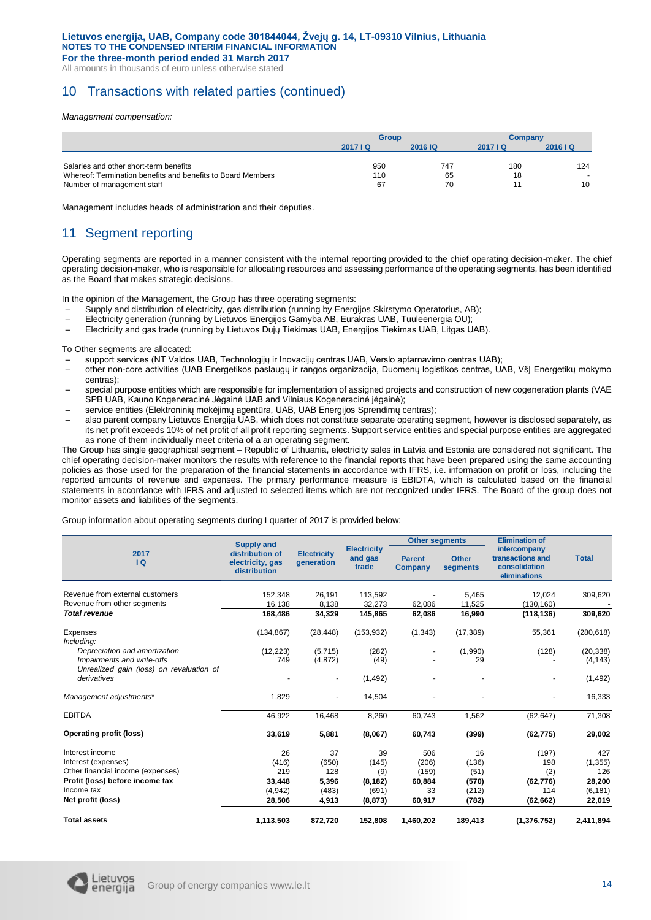## 10 Transactions with related parties (continued)

*Management compensation:*

| | Group | | Company | |
|---|---|---|---|---|
| | 2017 I Q | 2016 IQ | 2017 I Q | 2016 I Q |
| Salaries and other short-term benefits | 950 | 747 | 180 | 124 |
| Whereof: Termination benefits and benefits to Board Members | 110 | 65 | 18 | - |
| Number of management staff | 67 | 70 | 11 | 10 |

Management includes heads of administration and their deputies.

## 11 Segment reporting

Operating segments are reported in a manner consistent with the internal reporting provided to the chief operating decision-maker. The chief operating decision-maker, who is responsible for allocating resources and assessing performance of the operating segments, has been identified as the Board that makes strategic decisions.

In the opinion of the Management, the Group has three operating segments:

- Supply and distribution of electricity, gas distribution (running by Energijos Skirstymo Operatorius, AB);
- Electricity generation (running by Lietuvos Energijos Gamyba AB, Eurakras UAB, Tuuleenergia OU);
- Electricity and gas trade (running by Lietuvos Dujų Tiekimas UAB, Energijos Tiekimas UAB, Litgas UAB).

To Other segments are allocated:

- support services (NT Valdos UAB, Technologijų ir Inovacijų centras UAB, Verslo aptarnavimo centras UAB);
- other non-core activities (UAB Energetikos paslaugų ir rangos organizacija, Duomenų logistikos centras, UAB, VšĮ Energetikų mokymo centras);
- special purpose entities which are responsible for implementation of assigned projects and construction of new cogeneration plants (VAE SPB UAB, Kauno Kogeneracinė Jėgainė UAB and Vilniaus Kogeneracinė jėgainė);
- service entities (Elektroninių mokėjimų agentūra, UAB, UAB Energijos Sprendimų centras);
- also parent company Lietuvos Energija UAB, which does not constitute separate operating segment, however is disclosed separately, as its net profit exceeds 10% of net profit of all profit reporting segments. Support service entities and special purpose entities are aggregated as none of them individually meet criteria of a an operating segment.

The Group has single geographical segment – Republic of Lithuania, electricity sales in Latvia and Estonia are considered not significant. The chief operating decision-maker monitors the results with reference to the financial reports that have been prepared using the same accounting policies as those used for the preparation of the financial statements in accordance with IFRS, i.e. information on profit or loss, including the reported amounts of revenue and expenses. The primary performance measure is EBIDTA, which is calculated based on the financial statements in accordance with IFRS and adjusted to selected items which are not recognized under IFRS. The Board of the group does not monitor assets and liabilities of the segments.

Group information about operating segments during I quarter of 2017 is provided below:

| 2017 I Q | Supply and distribution of electricity, gas distribution | Electricity generation | Electricity and gas trade | Other segments: Parent Company | Other segments: Other segments | Elimination of intercompany transactions and consolidation eliminations | Total |
|---|---|---|---|---|---|---|---|
| Revenue from external customers | 152,348 | 26,191 | 113,592 | - | 5,465 | 12,024 | 309,620 |
| Revenue from other segments | 16,138 | 8,138 | 32,273 | 62,086 | 11,525 | (130,160) | - |
| ***Total revenue*** | **168,486** | **34,329** | **145,865** | **62,086** | **16,990** | **(118,136)** | **309,620** |
| Expenses | (134,867) | (28,448) | (153,932) | (1,343) | (17,389) | 55,361 | (280,618) |
| *Including:* | | | | | | | |
| *Depreciation and amortization* | (12,223) | (5,715) | (282) | - | (1,990) | (128) | (20,338) |
| *Impairments and write-offs* | 749 | (4,872) | (49) | - | 29 | - | (4,143) |
| *Unrealized gain (loss) on revaluation of derivatives* | - | - | (1,492) | - | - | - | (1,492) |
| *Management adjustments\** | 1,829 | - | 14,504 | - | - | - | 16,333 |
| EBITDA | 46,922 | 16,468 | 8,260 | 60,743 | 1,562 | (62,647) | 71,308 |
| **Operating profit (loss)** | **33,619** | **5,881** | **(8,067)** | **60,743** | **(399)** | **(62,775)** | **29,002** |
| Interest income | 26 | 37 | 39 | 506 | 16 | (197) | 427 |
| Interest (expenses) | (416) | (650) | (145) | (206) | (136) | 198 | (1,355) |
| Other financial income (expenses) | 219 | 128 | (9) | (159) | (51) | (2) | 126 |
| **Profit (loss) before income tax** | **33,448** | **5,396** | **(8,182)** | **60,884** | **(570)** | **(62,776)** | **28,200** |
| Income tax | (4,942) | (483) | (691) | 33 | (212) | 114 | (6,181) |
| **Net profit (loss)** | **28,506** | **4,913** | **(8,873)** | **60,917** | **(782)** | **(62,662)** | **22,019** |
| **Total assets** | **1,113,503** | **872,720** | **152,808** | **1,460,202** | **189,413** | **(1,376,752)** | **2,411,894** |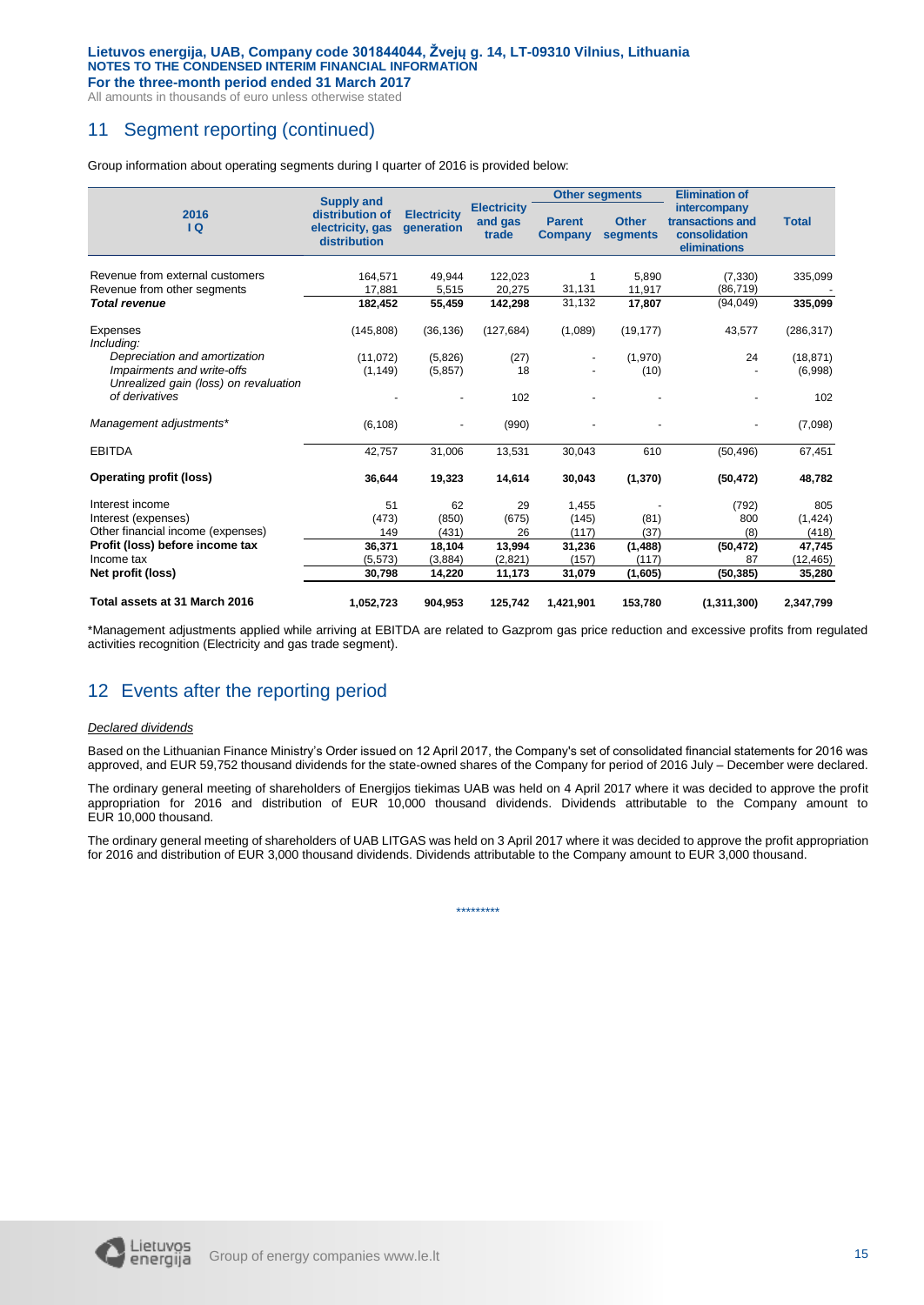## 11 Segment reporting (continued)

Group information about operating segments during I quarter of 2016 is provided below:

| 2016 I Q | Supply and distribution of electricity, gas distribution | Electricity generation | Electricity and gas trade | Other segments | | Elimination of intercompany transactions and consolidation eliminations | Total |
|---|---|---|---|---|---|---|---|
| | | | | Parent Company | Other segments | | |
| Revenue from external customers | 164,571 | 49,944 | 122,023 | 1 | 5,890 | (7,330) | 335,099 |
| Revenue from other segments | 17,881 | 5,515 | 20,275 | 31,131 | 11,917 | (86,719) | - |
| ***Total revenue*** | **182,452** | **55,459** | **142,298** | 31,132 | **17,807** | (94,049) | **335,099** |
| Expenses | (145,808) | (36,136) | (127,684) | (1,089) | (19,177) | 43,577 | (286,317) |
| *Including:* | | | | | | | |
| *Depreciation and amortization* | (11,072) | (5,826) | (27) | - | (1,970) | 24 | (18,871) |
| *Impairments and write-offs* | (1,149) | (5,857) | 18 | - | (10) | - | (6,998) |
| *Unrealized gain (loss) on revaluation of derivatives* | - | - | 102 | - | - | - | 102 |
| *Management adjustments** | (6,108) | - | (990) | - | - | - | (7,098) |
| EBITDA | 42,757 | 31,006 | 13,531 | 30,043 | 610 | (50,496) | 67,451 |
| **Operating profit (loss)** | **36,644** | **19,323** | **14,614** | **30,043** | **(1,370)** | **(50,472)** | **48,782** |
| Interest income | 51 | 62 | 29 | 1,455 | - | (792) | 805 |
| Interest (expenses) | (473) | (850) | (675) | (145) | (81) | 800 | (1,424) |
| Other financial income (expenses) | 149 | (431) | 26 | (117) | (37) | (8) | (418) |
| **Profit (loss) before income tax** | **36,371** | **18,104** | **13,994** | **31,236** | **(1,488)** | **(50,472)** | **47,745** |
| Income tax | (5,573) | (3,884) | (2,821) | (157) | (117) | 87 | (12,465) |
| **Net profit (loss)** | **30,798** | **14,220** | **11,173** | **31,079** | **(1,605)** | **(50,385)** | **35,280** |
| **Total assets at 31 March 2016** | **1,052,723** | **904,953** | **125,742** | **1,421,901** | **153,780** | **(1,311,300)** | **2,347,799** |

*Management adjustments applied while arriving at EBITDA are related to Gazprom gas price reduction and excessive profits from regulated activities recognition (Electricity and gas trade segment).

## 12 Events after the reporting period

*Declared dividends*

Based on the Lithuanian Finance Ministry's Order issued on 12 April 2017, the Company's set of consolidated financial statements for 2016 was approved, and EUR 59,752 thousand dividends for the state-owned shares of the Company for period of 2016 July – December were declared.

The ordinary general meeting of shareholders of Energijos tiekimas UAB was held on 4 April 2017 where it was decided to approve the profit appropriation for 2016 and distribution of EUR 10,000 thousand dividends. Dividends attributable to the Company amount to EUR 10,000 thousand.

The ordinary general meeting of shareholders of UAB LITGAS was held on 3 April 2017 where it was decided to approve the profit appropriation for 2016 and distribution of EUR 3,000 thousand dividends. Dividends attributable to the Company amount to EUR 3,000 thousand.

*********